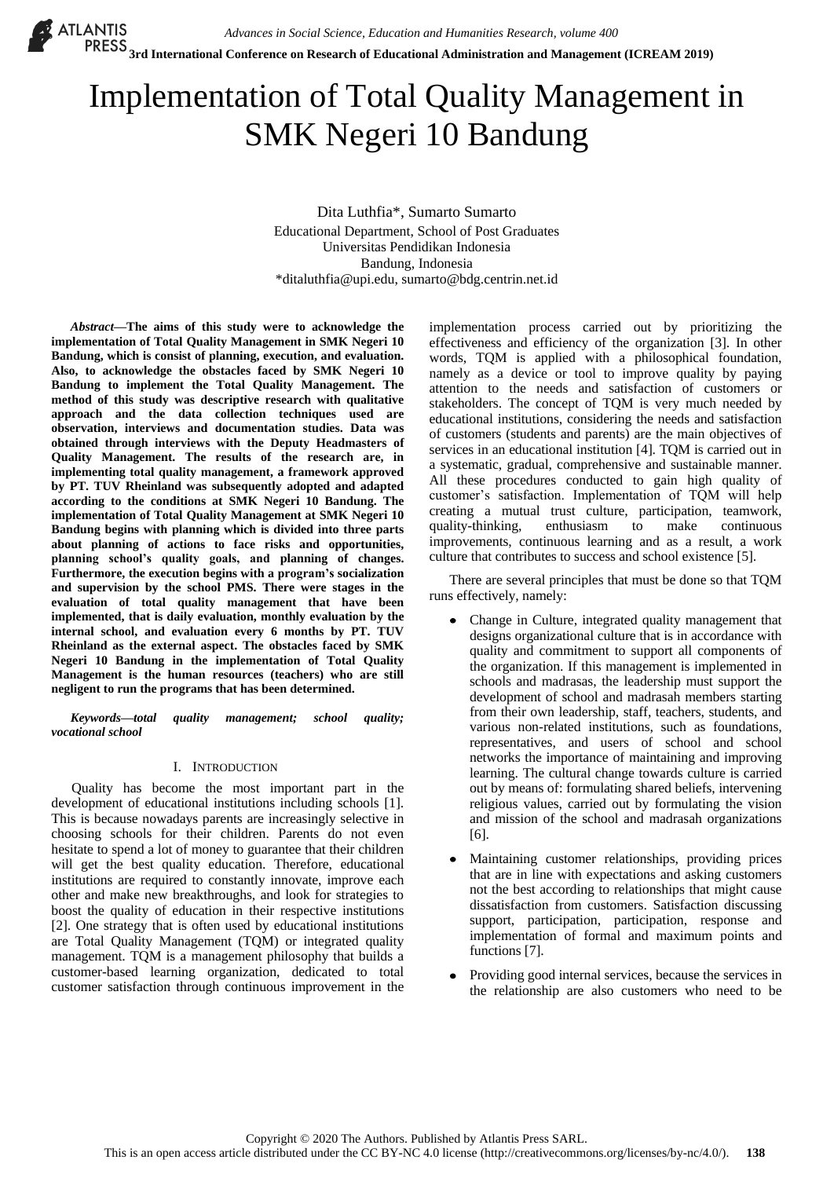# Implementation of Total Quality Management in SMK Negeri 10 Bandung

Dita Luthfia*, Sumarto Sumarto
Educational Department, School of Post Graduates
Universitas Pendidikan Indonesia
Bandung, Indonesia
*ditaluthfia@upi.edu, sumarto@bdg.centrin.net.id

***Abstract*—The aims of this study were to acknowledge the implementation of Total Quality Management in SMK Negeri 10 Bandung, which is consist of planning, execution, and evaluation. Also, to acknowledge the obstacles faced by SMK Negeri 10 Bandung to implement the Total Quality Management. The method of this study was descriptive research with qualitative approach and the data collection techniques used are observation, interviews and documentation studies. Data was obtained through interviews with the Deputy Headmasters of Quality Management. The results of the research are, in implementing total quality management, a framework approved by PT. TUV Rheinland was subsequently adopted and adapted according to the conditions at SMK Negeri 10 Bandung. The implementation of Total Quality Management at SMK Negeri 10 Bandung begins with planning which is divided into three parts about planning of actions to face risks and opportunities, planning school's quality goals, and planning of changes. Furthermore, the execution begins with a program's socialization and supervision by the school PMS. There were stages in the evaluation of total quality management that have been implemented, that is daily evaluation, monthly evaluation by the internal school, and evaluation every 6 months by PT. TUV Rheinland as the external aspect. The obstacles faced by SMK Negeri 10 Bandung in the implementation of Total Quality Management is the human resources (teachers) who are still negligent to run the programs that has been determined.**

***Keywords*—*total quality management; school quality; vocational school***

## I. Introduction

Quality has become the most important part in the development of educational institutions including schools [1]. This is because nowadays parents are increasingly selective in choosing schools for their children. Parents do not even hesitate to spend a lot of money to guarantee that their children will get the best quality education. Therefore, educational institutions are required to constantly innovate, improve each other and make new breakthroughs, and look for strategies to boost the quality of education in their respective institutions [2]. One strategy that is often used by educational institutions are Total Quality Management (TQM) or integrated quality management. TQM is a management philosophy that builds a customer-based learning organization, dedicated to total customer satisfaction through continuous improvement in the implementation process carried out by prioritizing the effectiveness and efficiency of the organization [3]. In other words, TQM is applied with a philosophical foundation, namely as a device or tool to improve quality by paying attention to the needs and satisfaction of customers or stakeholders. The concept of TQM is very much needed by educational institutions, considering the needs and satisfaction of customers (students and parents) are the main objectives of services in an educational institution [4]. TQM is carried out in a systematic, gradual, comprehensive and sustainable manner. All these procedures conducted to gain high quality of customer's satisfaction. Implementation of TQM will help creating a mutual trust culture, participation, teamwork, quality-thinking, enthusiasm to make continuous improvements, continuous learning and as a result, a work culture that contributes to success and school existence [5].

There are several principles that must be done so that TQM runs effectively, namely:

- Change in Culture, integrated quality management that designs organizational culture that is in accordance with quality and commitment to support all components of the organization. If this management is implemented in schools and madrasas, the leadership must support the development of school and madrasah members starting from their own leadership, staff, teachers, students, and various non-related institutions, such as foundations, representatives, and users of school and school networks the importance of maintaining and improving learning. The cultural change towards culture is carried out by means of: formulating shared beliefs, intervening religious values, carried out by formulating the vision and mission of the school and madrasah organizations [6].
- Maintaining customer relationships, providing prices that are in line with expectations and asking customers not the best according to relationships that might cause dissatisfaction from customers. Satisfaction discussing support, participation, participation, response and implementation of formal and maximum points and functions [7].
- Providing good internal services, because the services in the relationship are also customers who need to be

Copyright © 2020 The Authors. Published by Atlantis Press SARL.
This is an open access article distributed under the CC BY-NC 4.0 license (http://creativecommons.org/licenses/by-nc/4.0/).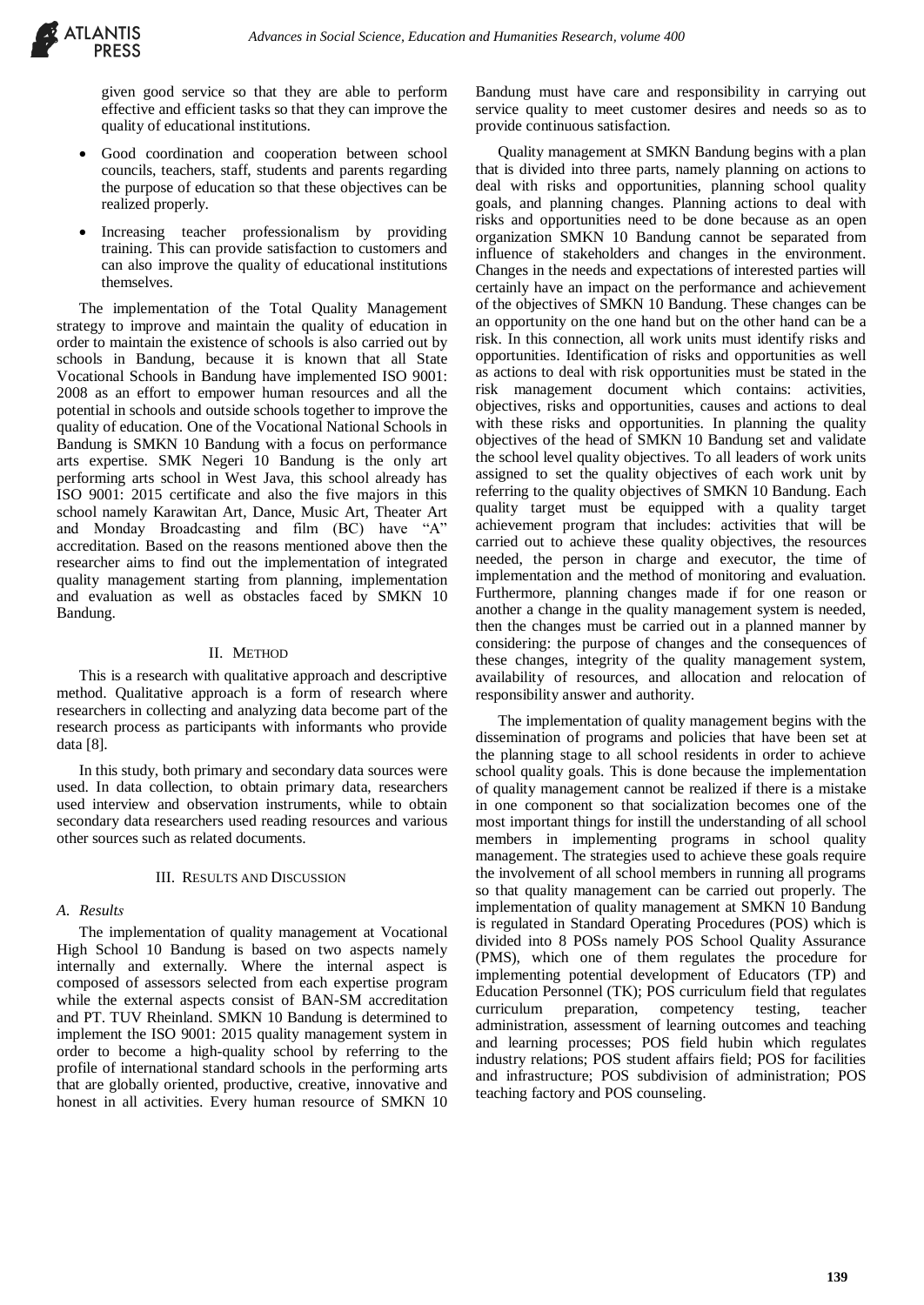given good service so that they are able to perform effective and efficient tasks so that they can improve the quality of educational institutions.

- Good coordination and cooperation between school councils, teachers, staff, students and parents regarding the purpose of education so that these objectives can be realized properly.
- Increasing teacher professionalism by providing training. This can provide satisfaction to customers and can also improve the quality of educational institutions themselves.

The implementation of the Total Quality Management strategy to improve and maintain the quality of education in order to maintain the existence of schools is also carried out by schools in Bandung, because it is known that all State Vocational Schools in Bandung have implemented ISO 9001: 2008 as an effort to empower human resources and all the potential in schools and outside schools together to improve the quality of education. One of the Vocational National Schools in Bandung is SMKN 10 Bandung with a focus on performance arts expertise. SMK Negeri 10 Bandung is the only art performing arts school in West Java, this school already has ISO 9001: 2015 certificate and also the five majors in this school namely Karawitan Art, Dance, Music Art, Theater Art and Monday Broadcasting and film (BC) have "A" accreditation. Based on the reasons mentioned above then the researcher aims to find out the implementation of integrated quality management starting from planning, implementation and evaluation as well as obstacles faced by SMKN 10 Bandung.

## II. Method

This is a research with qualitative approach and descriptive method. Qualitative approach is a form of research where researchers in collecting and analyzing data become part of the research process as participants with informants who provide data [8].

In this study, both primary and secondary data sources were used. In data collection, to obtain primary data, researchers used interview and observation instruments, while to obtain secondary data researchers used reading resources and various other sources such as related documents.

## III. Results and Discussion

### *A. Results*

The implementation of quality management at Vocational High School 10 Bandung is based on two aspects namely internally and externally. Where the internal aspect is composed of assessors selected from each expertise program while the external aspects consist of BAN-SM accreditation and PT. TUV Rheinland. SMKN 10 Bandung is determined to implement the ISO 9001: 2015 quality management system in order to become a high-quality school by referring to the profile of international standard schools in the performing arts that are globally oriented, productive, creative, innovative and honest in all activities. Every human resource of SMKN 10 Bandung must have care and responsibility in carrying out service quality to meet customer desires and needs so as to provide continuous satisfaction.

Quality management at SMKN Bandung begins with a plan that is divided into three parts, namely planning on actions to deal with risks and opportunities, planning school quality goals, and planning changes. Planning actions to deal with risks and opportunities need to be done because as an open organization SMKN 10 Bandung cannot be separated from influence of stakeholders and changes in the environment. Changes in the needs and expectations of interested parties will certainly have an impact on the performance and achievement of the objectives of SMKN 10 Bandung. These changes can be an opportunity on the one hand but on the other hand can be a risk. In this connection, all work units must identify risks and opportunities. Identification of risks and opportunities as well as actions to deal with risk opportunities must be stated in the risk management document which contains: activities, objectives, risks and opportunities, causes and actions to deal with these risks and opportunities. In planning the quality objectives of the head of SMKN 10 Bandung set and validate the school level quality objectives. To all leaders of work units assigned to set the quality objectives of each work unit by referring to the quality objectives of SMKN 10 Bandung. Each quality target must be equipped with a quality target achievement program that includes: activities that will be carried out to achieve these quality objectives, the resources needed, the person in charge and executor, the time of implementation and the method of monitoring and evaluation. Furthermore, planning changes made if for one reason or another a change in the quality management system is needed, then the changes must be carried out in a planned manner by considering: the purpose of changes and the consequences of these changes, integrity of the quality management system, availability of resources, and allocation and relocation of responsibility answer and authority.

The implementation of quality management begins with the dissemination of programs and policies that have been set at the planning stage to all school residents in order to achieve school quality goals. This is done because the implementation of quality management cannot be realized if there is a mistake in one component so that socialization becomes one of the most important things for instill the understanding of all school members in implementing programs in school quality management. The strategies used to achieve these goals require the involvement of all school members in running all programs so that quality management can be carried out properly. The implementation of quality management at SMKN 10 Bandung is regulated in Standard Operating Procedures (POS) which is divided into 8 POSs namely POS School Quality Assurance (PMS), which one of them regulates the procedure for implementing potential development of Educators (TP) and Education Personnel (TK); POS curriculum field that regulates curriculum preparation, competency testing, teacher administration, assessment of learning outcomes and teaching and learning processes; POS field hubin which regulates industry relations; POS student affairs field; POS for facilities and infrastructure; POS subdivision of administration; POS teaching factory and POS counseling.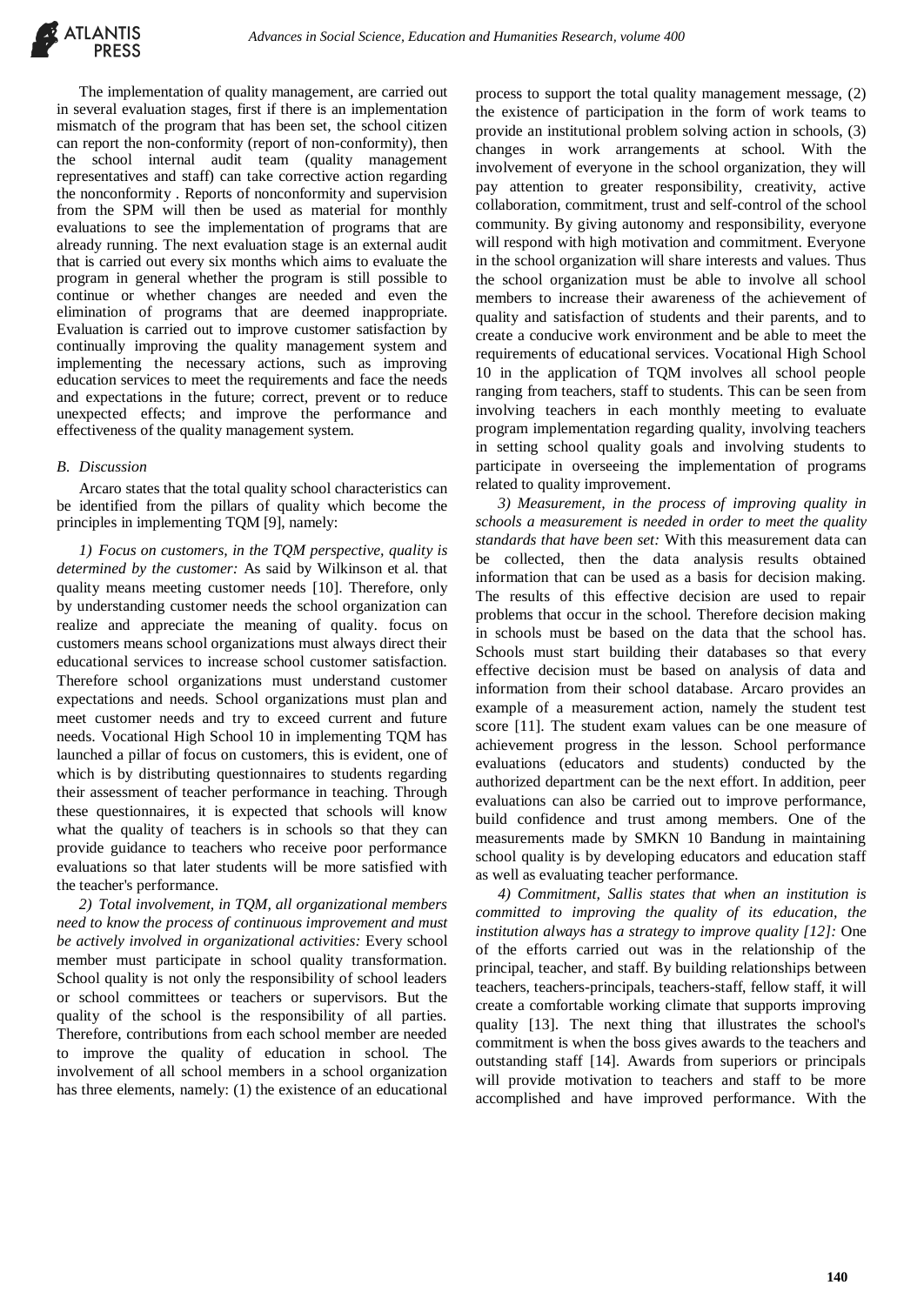The implementation of quality management, are carried out in several evaluation stages, first if there is an implementation mismatch of the program that has been set, the school citizen can report the non-conformity (report of non-conformity), then the school internal audit team (quality management representatives and staff) can take corrective action regarding the nonconformity . Reports of nonconformity and supervision from the SPM will then be used as material for monthly evaluations to see the implementation of programs that are already running. The next evaluation stage is an external audit that is carried out every six months which aims to evaluate the program in general whether the program is still possible to continue or whether changes are needed and even the elimination of programs that are deemed inappropriate. Evaluation is carried out to improve customer satisfaction by continually improving the quality management system and implementing the necessary actions, such as improving education services to meet the requirements and face the needs and expectations in the future; correct, prevent or to reduce unexpected effects; and improve the performance and effectiveness of the quality management system.

### *B. Discussion*

Arcaro states that the total quality school characteristics can be identified from the pillars of quality which become the principles in implementing TQM [9], namely:

*1) Focus on customers, in the TQM perspective, quality is determined by the customer:* As said by Wilkinson et al. that quality means meeting customer needs [10]. Therefore, only by understanding customer needs the school organization can realize and appreciate the meaning of quality. focus on customers means school organizations must always direct their educational services to increase school customer satisfaction. Therefore school organizations must understand customer expectations and needs. School organizations must plan and meet customer needs and try to exceed current and future needs. Vocational High School 10 in implementing TQM has launched a pillar of focus on customers, this is evident, one of which is by distributing questionnaires to students regarding their assessment of teacher performance in teaching. Through these questionnaires, it is expected that schools will know what the quality of teachers is in schools so that they can provide guidance to teachers who receive poor performance evaluations so that later students will be more satisfied with the teacher's performance.

*2) Total involvement, in TQM, all organizational members need to know the process of continuous improvement and must be actively involved in organizational activities:* Every school member must participate in school quality transformation. School quality is not only the responsibility of school leaders or school committees or teachers or supervisors. But the quality of the school is the responsibility of all parties. Therefore, contributions from each school member are needed to improve the quality of education in school. The involvement of all school members in a school organization has three elements, namely: (1) the existence of an educational process to support the total quality management message, (2) the existence of participation in the form of work teams to provide an institutional problem solving action in schools, (3) changes in work arrangements at school. With the involvement of everyone in the school organization, they will pay attention to greater responsibility, creativity, active collaboration, commitment, trust and self-control of the school community. By giving autonomy and responsibility, everyone will respond with high motivation and commitment. Everyone in the school organization will share interests and values. Thus the school organization must be able to involve all school members to increase their awareness of the achievement of quality and satisfaction of students and their parents, and to create a conducive work environment and be able to meet the requirements of educational services. Vocational High School 10 in the application of TQM involves all school people ranging from teachers, staff to students. This can be seen from involving teachers in each monthly meeting to evaluate program implementation regarding quality, involving teachers in setting school quality goals and involving students to participate in overseeing the implementation of programs related to quality improvement.

*3) Measurement, in the process of improving quality in schools a measurement is needed in order to meet the quality standards that have been set:* With this measurement data can be collected, then the data analysis results obtained information that can be used as a basis for decision making. The results of this effective decision are used to repair problems that occur in the school. Therefore decision making in schools must be based on the data that the school has. Schools must start building their databases so that every effective decision must be based on analysis of data and information from their school database. Arcaro provides an example of a measurement action, namely the student test score [11]. The student exam values can be one measure of achievement progress in the lesson. School performance evaluations (educators and students) conducted by the authorized department can be the next effort. In addition, peer evaluations can also be carried out to improve performance, build confidence and trust among members. One of the measurements made by SMKN 10 Bandung in maintaining school quality is by developing educators and education staff as well as evaluating teacher performance.

*4) Commitment, Sallis states that when an institution is committed to improving the quality of its education, the institution always has a strategy to improve quality [12]:* One of the efforts carried out was in the relationship of the principal, teacher, and staff. By building relationships between teachers, teachers-principals, teachers-staff, fellow staff, it will create a comfortable working climate that supports improving quality [13]. The next thing that illustrates the school's commitment is when the boss gives awards to the teachers and outstanding staff [14]. Awards from superiors or principals will provide motivation to teachers and staff to be more accomplished and have improved performance. With the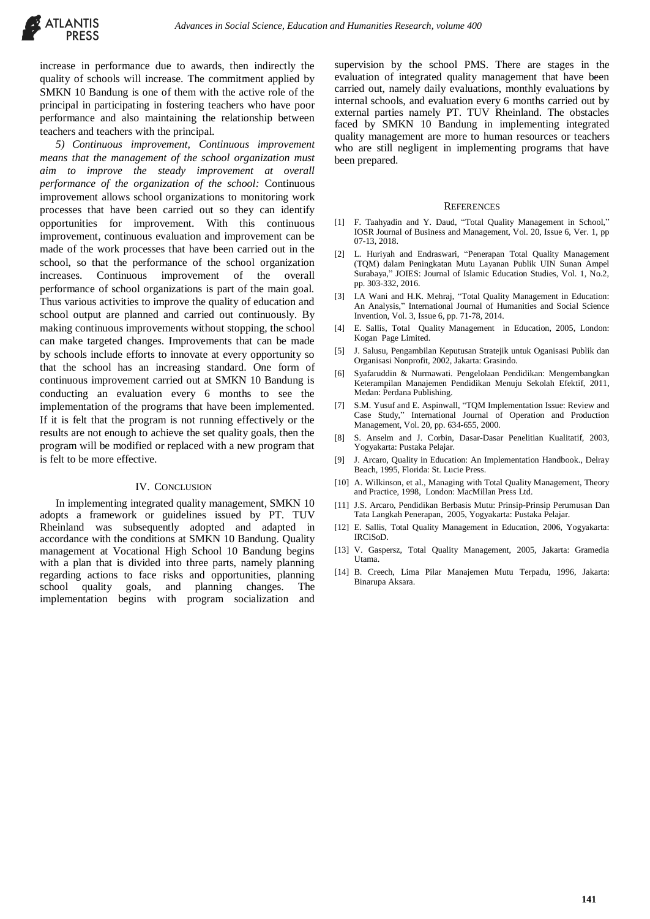increase in performance due to awards, then indirectly the quality of schools will increase. The commitment applied by SMKN 10 Bandung is one of them with the active role of the principal in participating in fostering teachers who have poor performance and also maintaining the relationship between teachers and teachers with the principal.

*5) Continuous improvement, Continuous improvement means that the management of the school organization must aim to improve the steady improvement at overall performance of the organization of the school:* Continuous improvement allows school organizations to monitoring work processes that have been carried out so they can identify opportunities for improvement. With this continuous improvement, continuous evaluation and improvement can be made of the work processes that have been carried out in the school, so that the performance of the school organization increases. Continuous improvement of the overall performance of school organizations is part of the main goal. Thus various activities to improve the quality of education and school output are planned and carried out continuously. By making continuous improvements without stopping, the school can make targeted changes. Improvements that can be made by schools include efforts to innovate at every opportunity so that the school has an increasing standard. One form of continuous improvement carried out at SMKN 10 Bandung is conducting an evaluation every 6 months to see the implementation of the programs that have been implemented. If it is felt that the program is not running effectively or the results are not enough to achieve the set quality goals, then the program will be modified or replaced with a new program that is felt to be more effective.

## IV. Conclusion

In implementing integrated quality management, SMKN 10 adopts a framework or guidelines issued by PT. TUV Rheinland was subsequently adopted and adapted in accordance with the conditions at SMKN 10 Bandung. Quality management at Vocational High School 10 Bandung begins with a plan that is divided into three parts, namely planning regarding actions to face risks and opportunities, planning school quality goals, and planning changes. The implementation begins with program socialization and supervision by the school PMS. There are stages in the evaluation of integrated quality management that have been carried out, namely daily evaluations, monthly evaluations by internal schools, and evaluation every 6 months carried out by external parties namely PT. TUV Rheinland. The obstacles faced by SMKN 10 Bandung in implementing integrated quality management are more to human resources or teachers who are still negligent in implementing programs that have been prepared.

## References

[1] F. Taahyadin and Y. Daud, "Total Quality Management in School," IOSR Journal of Business and Management, Vol. 20, Issue 6, Ver. 1, pp 07-13, 2018.

[2] L. Huriyah and Endraswari, "Penerapan Total Quality Management (TQM) dalam Peningkatan Mutu Layanan Publik UIN Sunan Ampel Surabaya," JOIES: Journal of Islamic Education Studies, Vol. 1, No.2, pp. 303-332, 2016.

[3] I.A Wani and H.K. Mehraj, "Total Quality Management in Education: An Analysis," International Journal of Humanities and Social Science Invention, Vol. 3, Issue 6, pp. 71-78, 2014.

[4] E. Sallis, Total Quality Management in Education, 2005, London: Kogan Page Limited.

[5] J. Salusu, Pengambilan Keputusan Stratejik untuk Oganisasi Publik dan Organisasi Nonprofit, 2002, Jakarta: Grasindo.

[6] Syafaruddin & Nurmawati. Pengelolaan Pendidikan: Mengembangkan Keterampilan Manajemen Pendidikan Menuju Sekolah Efektif, 2011, Medan: Perdana Publishing.

[7] S.M. Yusuf and E. Aspinwall, "TQM Implementation Issue: Review and Case Study," International Journal of Operation and Production Management, Vol. 20, pp. 634-655, 2000.

[8] S. Anselm and J. Corbin, Dasar-Dasar Penelitian Kualitatif, 2003, Yogyakarta: Pustaka Pelajar.

[9] J. Arcaro, Quality in Education: An Implementation Handbook., Delray Beach, 1995, Florida: St. Lucie Press.

[10] A. Wilkinson, et al., Managing with Total Quality Management, Theory and Practice, 1998, London: MacMillan Press Ltd.

[11] J.S. Arcaro, Pendidikan Berbasis Mutu: Prinsip-Prinsip Perumusan Dan Tata Langkah Penerapan, 2005, Yogyakarta: Pustaka Pelajar.

[12] E. Sallis, Total Quality Management in Education, 2006, Yogyakarta: IRCiSoD.

[13] V. Gaspersz, Total Quality Management, 2005, Jakarta: Gramedia Utama.

[14] B. Creech, Lima Pilar Manajemen Mutu Terpadu, 1996, Jakarta: Binarupa Aksara.